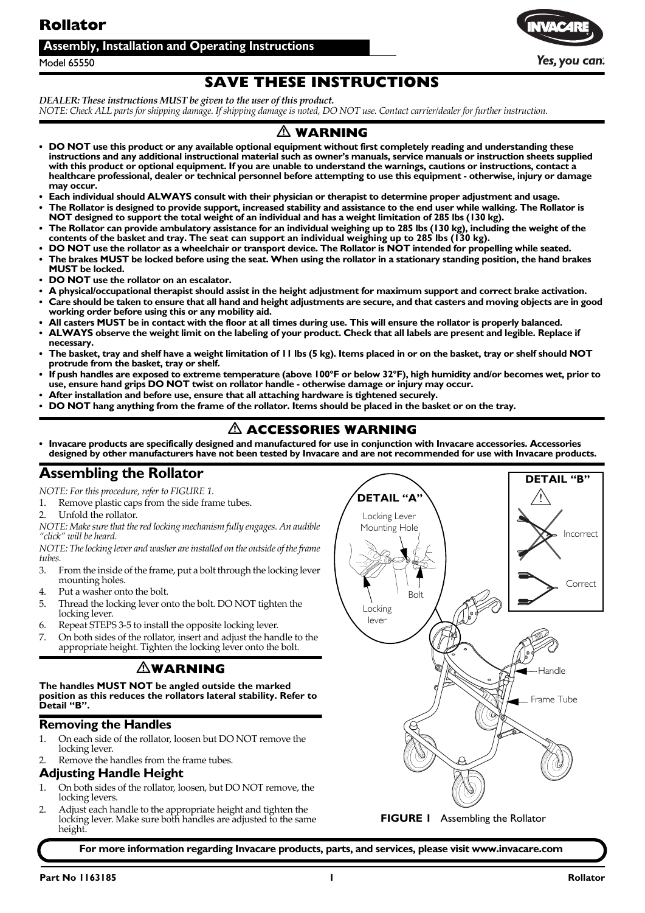# Rollator

## Assembly, Installation and Operating Instructions

Model 65550

Yes, you can.

# SAVE THESE INSTRUCTIONS

*DEALER: These instructions MUST be given to the user of this product.*

*NOTE: Check ALL parts for shipping damage. If shipping damage is noted, DO NOT use. Contact carrier/dealer for further instruction.*

## ⚠ WARNING

- **DO NOT use this product or any available optional equipment without first completely reading and understanding these instructions and any additional instructional material such as owner's manuals, service manuals or instruction sheets supplied with this product or optional equipment. If you are unable to understand the warnings, cautions or instructions, contact a healthcare professional, dealer or technical personnel before attempting to use this equipment - otherwise, injury or damage may occur.**
- **Each individual should ALWAYS consult with their physician or therapist to determine proper adjustment and usage.**
- **The Rollator is designed to provide support, increased stability and assistance to the end user while walking. The Rollator is NOT designed to support the total weight of an individual and has a weight limitation of 285 lbs (130 kg).**
- **The Rollator can provide ambulatory assistance for an individual weighing up to 285 lbs (130 kg), including the weight of the contents of the basket and tray. The seat can support an individual weighing up to 285 lbs (130 kg).**
- **DO NOT use the rollator as a wheelchair or transport device. The Rollator is NOT intended for propelling while seated.**
- **The brakes MUST be locked before using the seat. When using the rollator in a stationary standing position, the hand brakes MUST be locked.**
- **DO NOT use the rollator on an escalator.**
- **A physical/occupational therapist should assist in the height adjustment for maximum support and correct brake activation.**
- **Care should be taken to ensure that all hand and height adjustments are secure, and that casters and moving objects are in good working order before using this or any mobility aid.**
- **All casters MUST be in contact with the floor at all times during use. This will ensure the rollator is properly balanced.**
- **ALWAYS observe the weight limit on the labeling of your product. Check that all labels are present and legible. Replace if necessary.**
- **The basket, tray and shelf have a weight limitation of 11 lbs (5 kg). Items placed in or on the basket, tray or shelf should NOT protrude from the basket, tray or shelf.**
- **If push handles are exposed to extreme temperature (above 100°F or below 32°F), high humidity and/or becomes wet, prior to use, ensure hand grips DO NOT twist on rollator handle - otherwise damage or injury may occur.**
- **After installation and before use, ensure that all attaching hardware is tightened securely.**
- **DO NOT hang anything from the frame of the rollator. Items should be placed in the basket or on the tray.**

## ⚠ ACCESSORIES WARNING

- **Invacare products are specifically designed and manufactured for use in conjunction with Invacare accessories. Accessories designed by other manufacturers have not been tested by Invacare and are not recommended for use with Invacare products.**

## Assembling the Rollator

*NOTE: For this procedure, refer to FIGURE 1.*

1. Remove plastic caps from the side frame tubes.
2. Unfold the rollator.

*NOTE: Make sure that the red locking mechanism fully engages. An audible "click" will be heard.*

*NOTE: The locking lever and washer are installed on the outside of the frame tubes.*

3. From the inside of the frame, put a bolt through the locking lever mounting holes.
4. Put a washer onto the bolt.
5. Thread the locking lever onto the bolt. DO NOT tighten the locking lever.
6. Repeat STEPS 3-5 to install the opposite locking lever.
7. On both sides of the rollator, insert and adjust the handle to the appropriate height. Tighten the locking lever onto the bolt.

## ⚠ WARNING

**The handles MUST NOT be angled outside the marked position as this reduces the rollators lateral stability. Refer to Detail "B".**

### Removing the Handles

1. On each side of the rollator, loosen but DO NOT remove the locking lever.
2. Remove the handles from the frame tubes.

### Adjusting Handle Height

1. On both sides of the rollator, loosen, but DO NOT remove, the locking levers.
2. Adjust each handle to the appropriate height and tighten the locking lever. Make sure both handles are adjusted to the same height.

DETAIL "A": Locking Lever Mounting Hole, Bolt, Locking lever

DETAIL "B": Incorrect, Correct

Handle, Frame Tube

**FIGURE 1** Assembling the Rollator

**For more information regarding Invacare products, parts, and services, please visit www.invacare.com**

Part No 1163185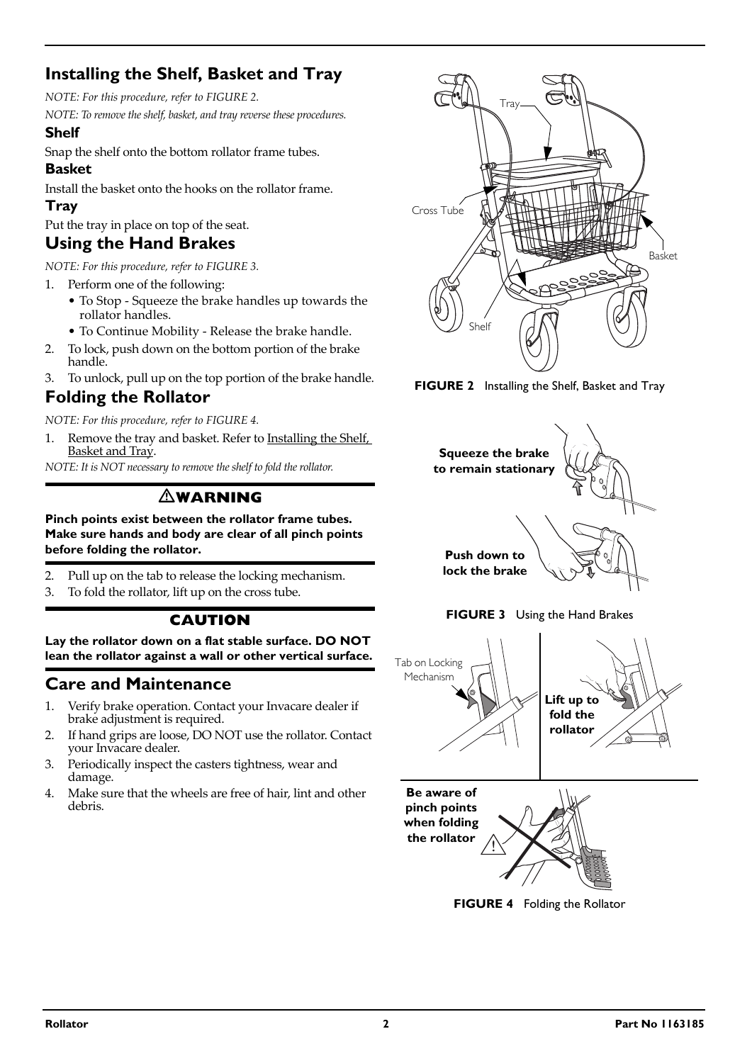## Installing the Shelf, Basket and Tray

*NOTE: For this procedure, refer to FIGURE 2.*

*NOTE: To remove the shelf, basket, and tray reverse these procedures.*

### Shelf

Snap the shelf onto the bottom rollator frame tubes.

### Basket

Install the basket onto the hooks on the rollator frame.

### Tray

Put the tray in place on top of the seat.

## Using the Hand Brakes

*NOTE: For this procedure, refer to FIGURE 3.*

1. Perform one of the following:
   - To Stop - Squeeze the brake handles up towards the rollator handles.
   - To Continue Mobility - Release the brake handle.
2. To lock, push down on the bottom portion of the brake handle.
3. To unlock, pull up on the top portion of the brake handle.

## Folding the Rollator

*NOTE: For this procedure, refer to FIGURE 4.*

1. Remove the tray and basket. Refer to Installing the Shelf, Basket and Tray.

*NOTE: It is NOT necessary to remove the shelf to fold the rollator.*

**⚠ WARNING**

**Pinch points exist between the rollator frame tubes. Make sure hands and body are clear of all pinch points before folding the rollator.**

2. Pull up on the tab to release the locking mechanism.
3. To fold the rollator, lift up on the cross tube.

**CAUTION**

**Lay the rollator down on a flat stable surface. DO NOT lean the rollator against a wall or other vertical surface.**

## Care and Maintenance

1. Verify brake operation. Contact your Invacare dealer if brake adjustment is required.
2. If hand grips are loose, DO NOT use the rollator. Contact your Invacare dealer.
3. Periodically inspect the casters tightness, wear and damage.
4. Make sure that the wheels are free of hair, lint and other debris.

Tray, Cross Tube, Basket, Shelf

**FIGURE 2** Installing the Shelf, Basket and Tray

**Squeeze the brake to remain stationary**

**Push down to lock the brake**

**FIGURE 3** Using the Hand Brakes

Tab on Locking Mechanism

**Lift up to fold the rollator**

**Be aware of pinch points when folding the rollator**

**FIGURE 4** Folding the Rollator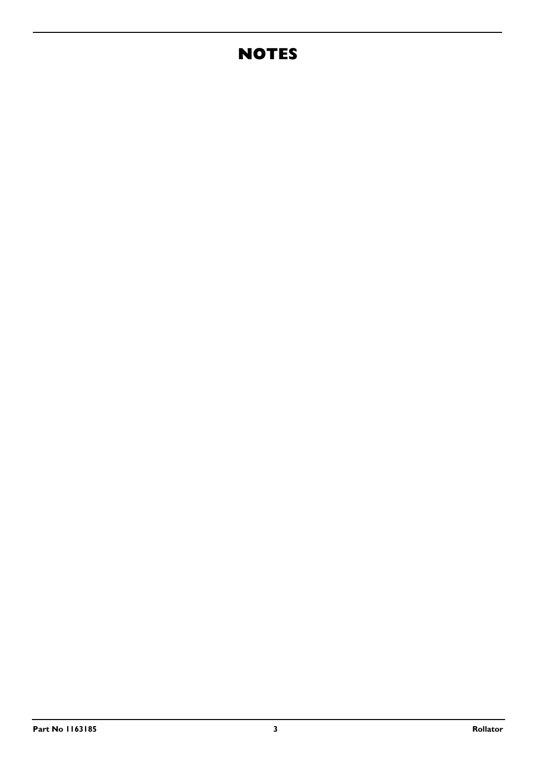# NOTES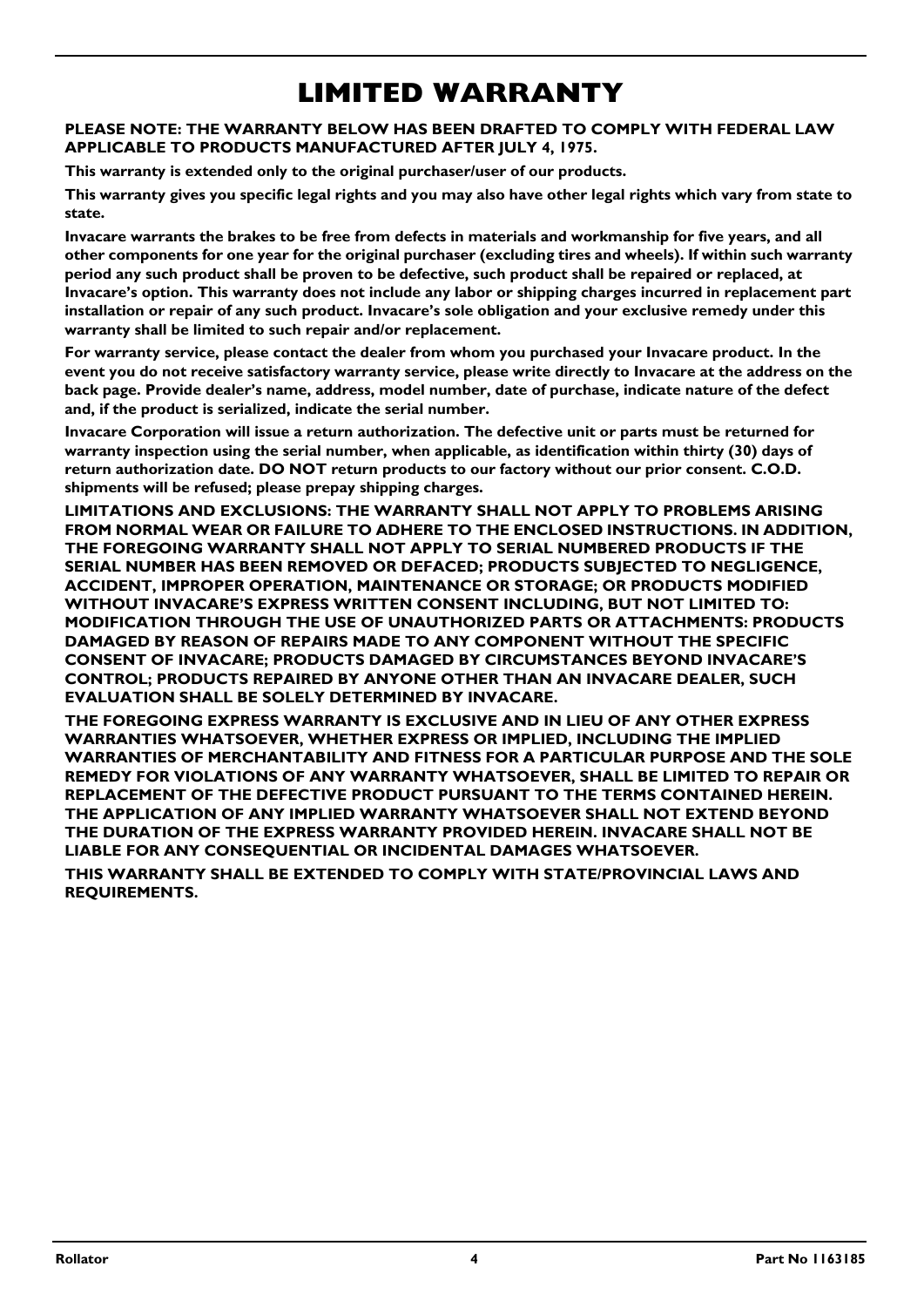# LIMITED WARRANTY

**PLEASE NOTE: THE WARRANTY BELOW HAS BEEN DRAFTED TO COMPLY WITH FEDERAL LAW APPLICABLE TO PRODUCTS MANUFACTURED AFTER JULY 4, 1975.**

**This warranty is extended only to the original purchaser/user of our products.**

**This warranty gives you specific legal rights and you may also have other legal rights which vary from state to state.**

**Invacare warrants the brakes to be free from defects in materials and workmanship for five years, and all other components for one year for the original purchaser (excluding tires and wheels). If within such warranty period any such product shall be proven to be defective, such product shall be repaired or replaced, at Invacare's option. This warranty does not include any labor or shipping charges incurred in replacement part installation or repair of any such product. Invacare's sole obligation and your exclusive remedy under this warranty shall be limited to such repair and/or replacement.**

**For warranty service, please contact the dealer from whom you purchased your Invacare product. In the event you do not receive satisfactory warranty service, please write directly to Invacare at the address on the back page. Provide dealer's name, address, model number, date of purchase, indicate nature of the defect and, if the product is serialized, indicate the serial number.**

**Invacare Corporation will issue a return authorization. The defective unit or parts must be returned for warranty inspection using the serial number, when applicable, as identification within thirty (30) days of return authorization date. DO NOT return products to our factory without our prior consent. C.O.D. shipments will be refused; please prepay shipping charges.**

**LIMITATIONS AND EXCLUSIONS: THE WARRANTY SHALL NOT APPLY TO PROBLEMS ARISING FROM NORMAL WEAR OR FAILURE TO ADHERE TO THE ENCLOSED INSTRUCTIONS. IN ADDITION, THE FOREGOING WARRANTY SHALL NOT APPLY TO SERIAL NUMBERED PRODUCTS IF THE SERIAL NUMBER HAS BEEN REMOVED OR DEFACED; PRODUCTS SUBJECTED TO NEGLIGENCE, ACCIDENT, IMPROPER OPERATION, MAINTENANCE OR STORAGE; OR PRODUCTS MODIFIED WITHOUT INVACARE'S EXPRESS WRITTEN CONSENT INCLUDING, BUT NOT LIMITED TO: MODIFICATION THROUGH THE USE OF UNAUTHORIZED PARTS OR ATTACHMENTS: PRODUCTS DAMAGED BY REASON OF REPAIRS MADE TO ANY COMPONENT WITHOUT THE SPECIFIC CONSENT OF INVACARE; PRODUCTS DAMAGED BY CIRCUMSTANCES BEYOND INVACARE'S CONTROL; PRODUCTS REPAIRED BY ANYONE OTHER THAN AN INVACARE DEALER, SUCH EVALUATION SHALL BE SOLELY DETERMINED BY INVACARE.**

**THE FOREGOING EXPRESS WARRANTY IS EXCLUSIVE AND IN LIEU OF ANY OTHER EXPRESS WARRANTIES WHATSOEVER, WHETHER EXPRESS OR IMPLIED, INCLUDING THE IMPLIED WARRANTIES OF MERCHANTABILITY AND FITNESS FOR A PARTICULAR PURPOSE AND THE SOLE REMEDY FOR VIOLATIONS OF ANY WARRANTY WHATSOEVER, SHALL BE LIMITED TO REPAIR OR REPLACEMENT OF THE DEFECTIVE PRODUCT PURSUANT TO THE TERMS CONTAINED HEREIN. THE APPLICATION OF ANY IMPLIED WARRANTY WHATSOEVER SHALL NOT EXTEND BEYOND THE DURATION OF THE EXPRESS WARRANTY PROVIDED HEREIN. INVACARE SHALL NOT BE LIABLE FOR ANY CONSEQUENTIAL OR INCIDENTAL DAMAGES WHATSOEVER.**

**THIS WARRANTY SHALL BE EXTENDED TO COMPLY WITH STATE/PROVINCIAL LAWS AND REQUIREMENTS.**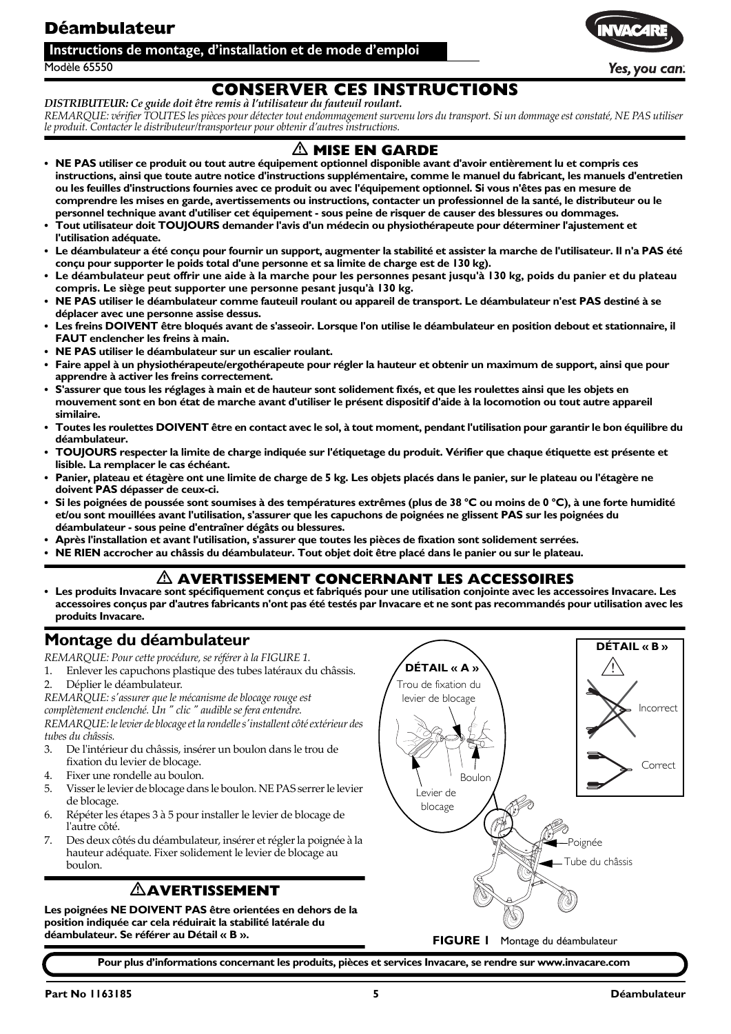# Déambulateur

**Instructions de montage, d'installation et de mode d'emploi**

Modèle 65550

## CONSERVER CES INSTRUCTIONS

*DISTRIBUTEUR: Ce guide doit être remis à l'utilisateur du fauteuil roulant.*

*REMARQUE: vérifier TOUTES les pièces pour détecter tout endommagement survenu lors du transport. Si un dommage est constaté, NE PAS utiliser le produit. Contacter le distributeur/transporteur pour obtenir d'autres instructions.*

## ⚠ MISE EN GARDE

- **NE PAS utiliser ce produit ou tout autre équipement optionnel disponible avant d'avoir entièrement lu et compris ces instructions, ainsi que toute autre notice d'instructions supplémentaire, comme le manuel du fabricant, les manuels d'entretien ou les feuilles d'instructions fournies avec ce produit ou avec l'équipement optionnel. Si vous n'êtes pas en mesure de comprendre les mises en garde, avertissements ou instructions, contacter un professionnel de la santé, le distributeur ou le personnel technique avant d'utiliser cet équipement - sous peine de risquer de causer des blessures ou dommages.**
- **Tout utilisateur doit TOUJOURS demander l'avis d'un médecin ou physiothérapeute pour déterminer l'ajustement et l'utilisation adéquate.**
- **Le déambulateur a été conçu pour fournir un support, augmenter la stabilité et assister la marche de l'utilisateur. Il n'a PAS été conçu pour supporter le poids total d'une personne et sa limite de charge est de 130 kg).**
- **Le déambulateur peut offrir une aide à la marche pour les personnes pesant jusqu'à 130 kg, poids du panier et du plateau compris. Le siège peut supporter une personne pesant jusqu'à 130 kg.**
- **NE PAS utiliser le déambulateur comme fauteuil roulant ou appareil de transport. Le déambulateur n'est PAS destiné à se déplacer avec une personne assise dessus.**
- **Les freins DOIVENT être bloqués avant de s'asseoir. Lorsque l'on utilise le déambulateur en position debout et stationnaire, il FAUT enclencher les freins à main.**
- **NE PAS utiliser le déambulateur sur un escalier roulant.**
- **Faire appel à un physiothérapeute/ergothérapeute pour régler la hauteur et obtenir un maximum de support, ainsi que pour apprendre à activer les freins correctement.**
- **S'assurer que tous les réglages à main et de hauteur sont solidement fixés, et que les roulettes ainsi que les objets en mouvement sont en bon état de marche avant d'utiliser le présent dispositif d'aide à la locomotion ou tout autre appareil similaire.**
- **Toutes les roulettes DOIVENT être en contact avec le sol, à tout moment, pendant l'utilisation pour garantir le bon équilibre du déambulateur.**
- **TOUJOURS respecter la limite de charge indiquée sur l'étiquetage du produit. Vérifier que chaque étiquette est présente et lisible. La remplacer le cas échéant.**
- **Panier, plateau et étagère ont une limite de charge de 5 kg. Les objets placés dans le panier, sur le plateau ou l'étagère ne doivent PAS dépasser de ceux-ci.**
- **Si les poignées de poussée sont soumises à des températures extrêmes (plus de 38 °C ou moins de 0 °C), à une forte humidité et/ou sont mouillées avant l'utilisation, s'assurer que les capuchons de poignées ne glissent PAS sur les poignées du déambulateur - sous peine d'entraîner dégâts ou blessures.**
- **Après l'installation et avant l'utilisation, s'assurer que toutes les pièces de fixation sont solidement serrées.**
- **NE RIEN accrocher au châssis du déambulateur. Tout objet doit être placé dans le panier ou sur le plateau.**

## ⚠ AVERTISSEMENT CONCERNANT LES ACCESSOIRES

- **Les produits Invacare sont spécifiquement conçus et fabriqués pour une utilisation conjointe avec les accessoires Invacare. Les accessoires conçus par d'autres fabricants n'ont pas été testés par Invacare et ne sont pas recommandés pour utilisation avec les produits Invacare.**

## Montage du déambulateur

*REMARQUE: Pour cette procédure, se référer à la FIGURE 1.*

1. Enlever les capuchons plastique des tubes latéraux du châssis.
2. Déplier le déambulateur.

*REMARQUE: s'assurer que le mécanisme de blocage rouge est complètement enclenché. Un " clic " audible se fera entendre.*

*REMARQUE: le levier de blocage et la rondelle s'installent côté extérieur des tubes du châssis.*

3. De l'intérieur du châssis, insérer un boulon dans le trou de fixation du levier de blocage.
4. Fixer une rondelle au boulon.
5. Visser le levier de blocage dans le boulon. NE PAS serrer le levier de blocage.
6. Répéter les étapes 3 à 5 pour installer le levier de blocage de l'autre côté.
7. Des deux côtés du déambulateur, insérer et régler la poignée à la hauteur adéquate. Fixer solidement le levier de blocage au boulon.

## ⚠ AVERTISSEMENT

**Les poignées NE DOIVENT PAS être orientées en dehors de la position indiquée car cela réduirait la stabilité latérale du déambulateur. Se référer au Détail « B ».**

DÉTAIL « A »: Trou de fixation du levier de blocage; Boulon; Levier de blocage

DÉTAIL « B »: Incorrect; Correct

Poignée; Tube du châssis

**FIGURE 1** Montage du déambulateur

**Pour plus d'informations concernant les produits, pièces et services Invacare, se rendre sur www.invacare.com**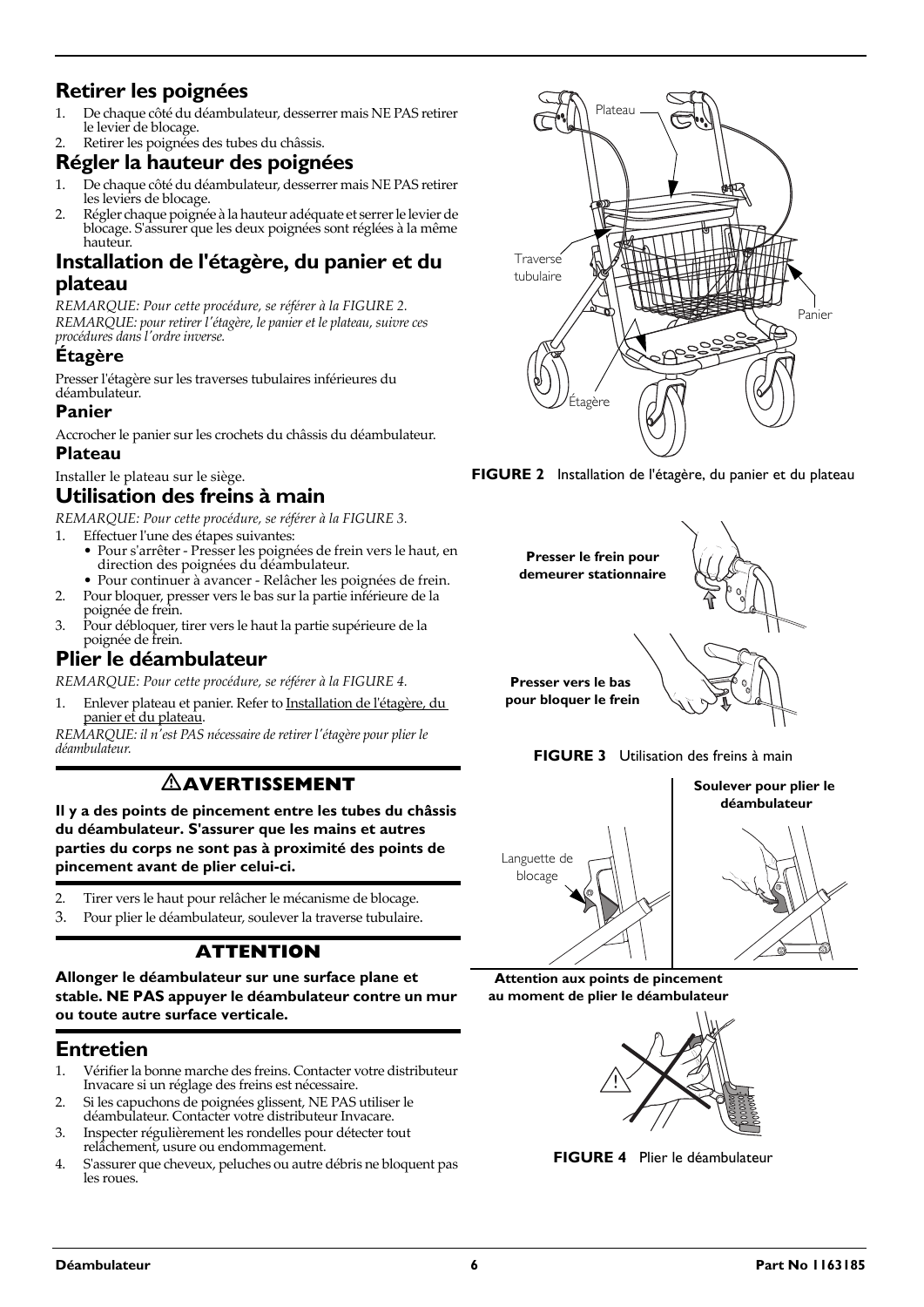## Retirer les poignées

1. De chaque côté du déambulateur, desserrer mais NE PAS retirer le levier de blocage.
2. Retirer les poignées des tubes du châssis.

## Régler la hauteur des poignées

1. De chaque côté du déambulateur, desserrer mais NE PAS retirer les leviers de blocage.
2. Régler chaque poignée à la hauteur adéquate et serrer le levier de blocage. S'assurer que les deux poignées sont réglées à la même hauteur.

## Installation de l'étagère, du panier et du plateau

*REMARQUE: Pour cette procédure, se référer à la FIGURE 2.*
*REMARQUE: pour retirer l'étagère, le panier et le plateau, suivre ces procédures dans l'ordre inverse.*

### Étagère

Presser l'étagère sur les traverses tubulaires inférieures du déambulateur.

### Panier

Accrocher le panier sur les crochets du châssis du déambulateur.

### Plateau

Installer le plateau sur le siège.

## Utilisation des freins à main

*REMARQUE: Pour cette procédure, se référer à la FIGURE 3.*

1. Effectuer l'une des étapes suivantes:
   - Pour s'arrêter - Presser les poignées de frein vers le haut, en direction des poignées du déambulateur.
   - Pour continuer à avancer - Relâcher les poignées de frein.
2. Pour bloquer, presser vers le bas sur la partie inférieure de la poignée de frein.
3. Pour débloquer, tirer vers le haut la partie supérieure de la poignée de frein.

## Plier le déambulateur

*REMARQUE: Pour cette procédure, se référer à la FIGURE 4.*

1. Enlever plateau et panier. Refer to Installation de l'étagère, du panier et du plateau.

*REMARQUE: il n'est PAS nécessaire de retirer l'étagère pour plier le déambulateur.*

**⚠AVERTISSEMENT**

**Il y a des points de pincement entre les tubes du châssis du déambulateur. S'assurer que les mains et autres parties du corps ne sont pas à proximité des points de pincement avant de plier celui-ci.**

2. Tirer vers le haut pour relâcher le mécanisme de blocage.
3. Pour plier le déambulateur, soulever la traverse tubulaire.

**ATTENTION**

**Allonger le déambulateur sur une surface plane et stable. NE PAS appuyer le déambulateur contre un mur ou toute autre surface verticale.**

## Entretien

1. Vérifier la bonne marche des freins. Contacter votre distributeur Invacare si un réglage des freins est nécessaire.
2. Si les capuchons de poignées glissent, NE PAS utiliser le déambulateur. Contacter votre distributeur Invacare.
3. Inspecter régulièrement les rondelles pour détecter tout relâchement, usure ou endommagement.
4. S'assurer que cheveux, peluches ou autre débris ne bloquent pas les roues.

Plateau
Traverse tubulaire
Panier
Étagère

**FIGURE 2** Installation de l'étagère, du panier et du plateau

**Presser le frein pour demeurer stationnaire**

**Presser vers le bas pour bloquer le frein**

**FIGURE 3** Utilisation des freins à main

Languette de blocage

**Soulever pour plier le déambulateur**

**Attention aux points de pincement au moment de plier le déambulateur**

**FIGURE 4** Plier le déambulateur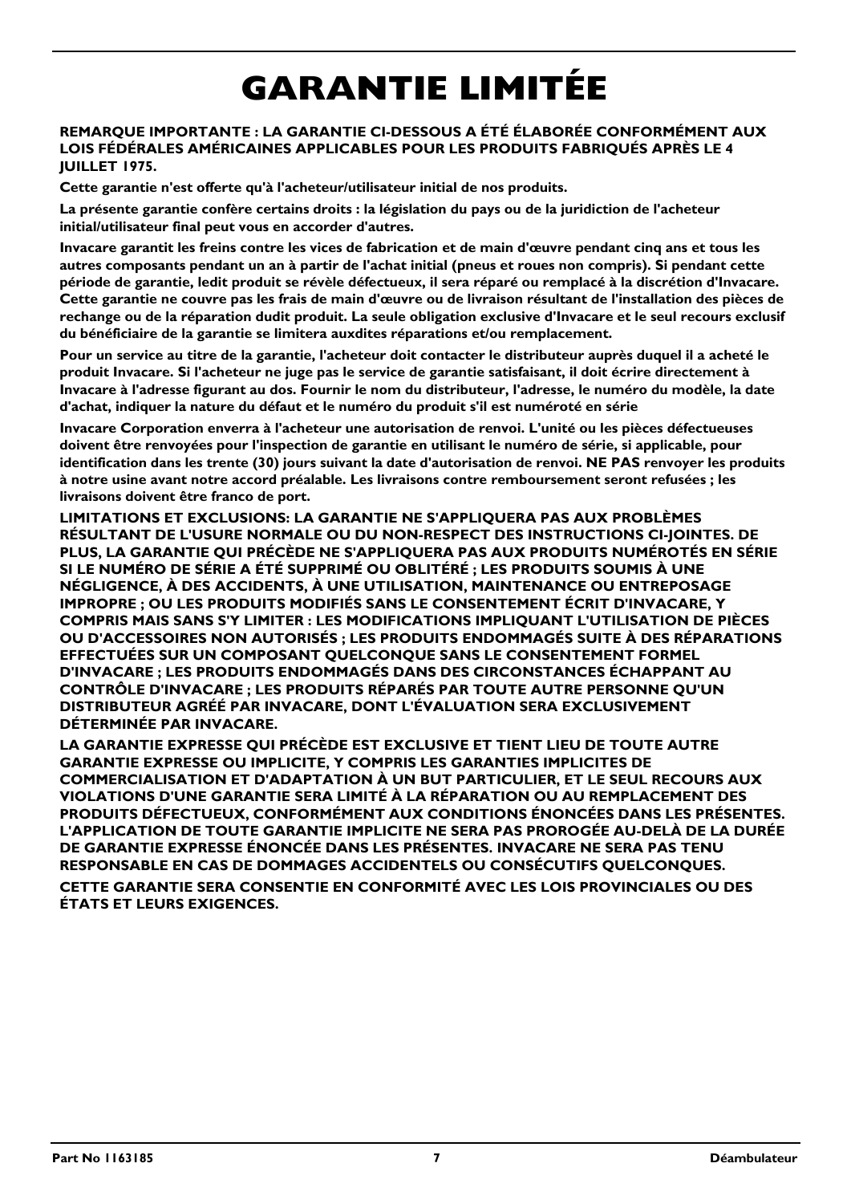# GARANTIE LIMITÉE

**REMARQUE IMPORTANTE : LA GARANTIE CI-DESSOUS A ÉTÉ ÉLABORÉE CONFORMÉMENT AUX LOIS FÉDÉRALES AMÉRICAINES APPLICABLES POUR LES PRODUITS FABRIQUÉS APRÈS LE 4 JUILLET 1975.**

**Cette garantie n'est offerte qu'à l'acheteur/utilisateur initial de nos produits.**

**La présente garantie confère certains droits : la législation du pays ou de la juridiction de l'acheteur initial/utilisateur final peut vous en accorder d'autres.**

**Invacare garantit les freins contre les vices de fabrication et de main d'œuvre pendant cinq ans et tous les autres composants pendant un an à partir de l'achat initial (pneus et roues non compris). Si pendant cette période de garantie, ledit produit se révèle défectueux, il sera réparé ou remplacé à la discrétion d'Invacare. Cette garantie ne couvre pas les frais de main d'œuvre ou de livraison résultant de l'installation des pièces de rechange ou de la réparation dudit produit. La seule obligation exclusive d'Invacare et le seul recours exclusif du bénéficiaire de la garantie se limitera auxdites réparations et/ou remplacement.**

**Pour un service au titre de la garantie, l'acheteur doit contacter le distributeur auprès duquel il a acheté le produit Invacare. Si l'acheteur ne juge pas le service de garantie satisfaisant, il doit écrire directement à Invacare à l'adresse figurant au dos. Fournir le nom du distributeur, l'adresse, le numéro du modèle, la date d'achat, indiquer la nature du défaut et le numéro du produit s'il est numéroté en série**

**Invacare Corporation enverra à l'acheteur une autorisation de renvoi. L'unité ou les pièces défectueuses doivent être renvoyées pour l'inspection de garantie en utilisant le numéro de série, si applicable, pour identification dans les trente (30) jours suivant la date d'autorisation de renvoi. NE PAS renvoyer les produits à notre usine avant notre accord préalable. Les livraisons contre remboursement seront refusées ; les livraisons doivent être franco de port.**

**LIMITATIONS ET EXCLUSIONS: LA GARANTIE NE S'APPLIQUERA PAS AUX PROBLÈMES RÉSULTANT DE L'USURE NORMALE OU DU NON-RESPECT DES INSTRUCTIONS CI-JOINTES. DE PLUS, LA GARANTIE QUI PRÉCÈDE NE S'APPLIQUERA PAS AUX PRODUITS NUMÉROTÉS EN SÉRIE SI LE NUMÉRO DE SÉRIE A ÉTÉ SUPPRIMÉ OU OBLITÉRÉ ; LES PRODUITS SOUMIS À UNE NÉGLIGENCE, À DES ACCIDENTS, À UNE UTILISATION, MAINTENANCE OU ENTREPOSAGE IMPROPRE ; OU LES PRODUITS MODIFIÉS SANS LE CONSENTEMENT ÉCRIT D'INVACARE, Y COMPRIS MAIS SANS S'Y LIMITER : LES MODIFICATIONS IMPLIQUANT L'UTILISATION DE PIÈCES OU D'ACCESSOIRES NON AUTORISÉS ; LES PRODUITS ENDOMMAGÉS SUITE À DES RÉPARATIONS EFFECTUÉES SUR UN COMPOSANT QUELCONQUE SANS LE CONSENTEMENT FORMEL D'INVACARE ; LES PRODUITS ENDOMMAGÉS DANS DES CIRCONSTANCES ÉCHAPPANT AU CONTRÔLE D'INVACARE ; LES PRODUITS RÉPARÉS PAR TOUTE AUTRE PERSONNE QU'UN DISTRIBUTEUR AGRÉÉ PAR INVACARE, DONT L'ÉVALUATION SERA EXCLUSIVEMENT DÉTERMINÉE PAR INVACARE.**

**LA GARANTIE EXPRESSE QUI PRÉCÈDE EST EXCLUSIVE ET TIENT LIEU DE TOUTE AUTRE GARANTIE EXPRESSE OU IMPLICITE, Y COMPRIS LES GARANTIES IMPLICITES DE COMMERCIALISATION ET D'ADAPTATION À UN BUT PARTICULIER, ET LE SEUL RECOURS AUX VIOLATIONS D'UNE GARANTIE SERA LIMITÉ À LA RÉPARATION OU AU REMPLACEMENT DES PRODUITS DÉFECTUEUX, CONFORMÉMENT AUX CONDITIONS ÉNONCÉES DANS LES PRÉSENTES. L'APPLICATION DE TOUTE GARANTIE IMPLICITE NE SERA PAS PROROGÉE AU-DELÀ DE LA DURÉE DE GARANTIE EXPRESSE ÉNONCÉE DANS LES PRÉSENTES. INVACARE NE SERA PAS TENU RESPONSABLE EN CAS DE DOMMAGES ACCIDENTELS OU CONSÉCUTIFS QUELCONQUES.**

**CETTE GARANTIE SERA CONSENTIE EN CONFORMITÉ AVEC LES LOIS PROVINCIALES OU DES ÉTATS ET LEURS EXIGENCES.**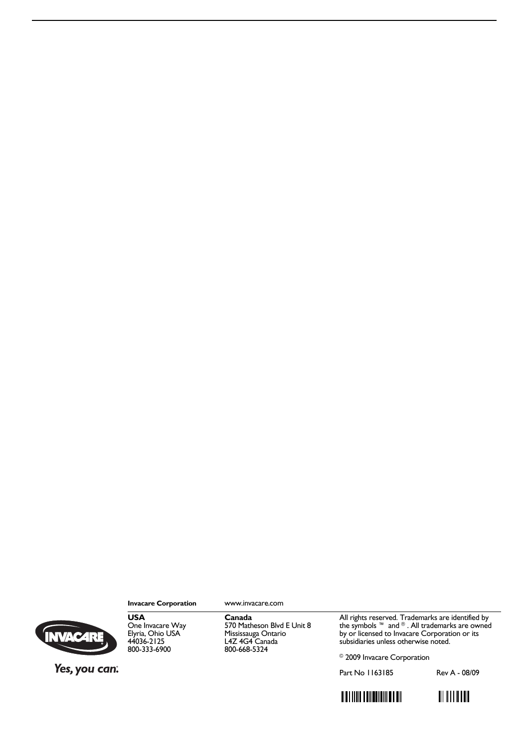Yes, you can.

**Invacare Corporation**

www.invacare.com

**USA**
One Invacare Way
Elyria, Ohio USA
44036-2125
800-333-6900

**Canada**
570 Matheson Blvd E Unit 8
Mississauga Ontario
L4Z 4G4 Canada
800-668-5324

All rights reserved. Trademarks are identified by the symbols ™ and ®. All trademarks are owned by or licensed to Invacare Corporation or its subsidiaries unless otherwise noted.

© 2009 Invacare Corporation

Part No 1163185 Rev A - 08/09